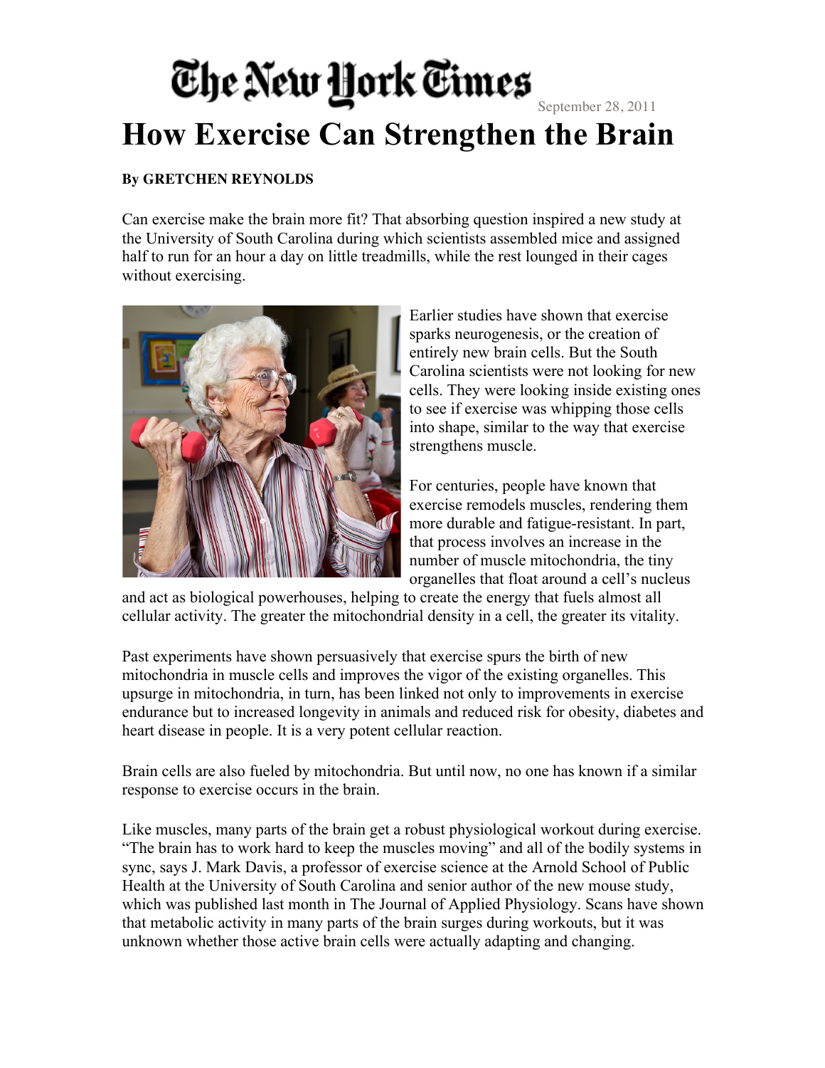The New York Times

September 28, 2011

# How Exercise Can Strengthen the Brain

**By GRETCHEN REYNOLDS**

Can exercise make the brain more fit? That absorbing question inspired a new study at the University of South Carolina during which scientists assembled mice and assigned half to run for an hour a day on little treadmills, while the rest lounged in their cages without exercising.

Earlier studies have shown that exercise sparks neurogenesis, or the creation of entirely new brain cells. But the South Carolina scientists were not looking for new cells. They were looking inside existing ones to see if exercise was whipping those cells into shape, similar to the way that exercise strengthens muscle.

For centuries, people have known that exercise remodels muscles, rendering them more durable and fatigue-resistant. In part, that process involves an increase in the number of muscle mitochondria, the tiny organelles that float around a cell's nucleus and act as biological powerhouses, helping to create the energy that fuels almost all cellular activity. The greater the mitochondrial density in a cell, the greater its vitality.

Past experiments have shown persuasively that exercise spurs the birth of new mitochondria in muscle cells and improves the vigor of the existing organelles. This upsurge in mitochondria, in turn, has been linked not only to improvements in exercise endurance but to increased longevity in animals and reduced risk for obesity, diabetes and heart disease in people. It is a very potent cellular reaction.

Brain cells are also fueled by mitochondria. But until now, no one has known if a similar response to exercise occurs in the brain.

Like muscles, many parts of the brain get a robust physiological workout during exercise. "The brain has to work hard to keep the muscles moving" and all of the bodily systems in sync, says J. Mark Davis, a professor of exercise science at the Arnold School of Public Health at the University of South Carolina and senior author of the new mouse study, which was published last month in The Journal of Applied Physiology. Scans have shown that metabolic activity in many parts of the brain surges during workouts, but it was unknown whether those active brain cells were actually adapting and changing.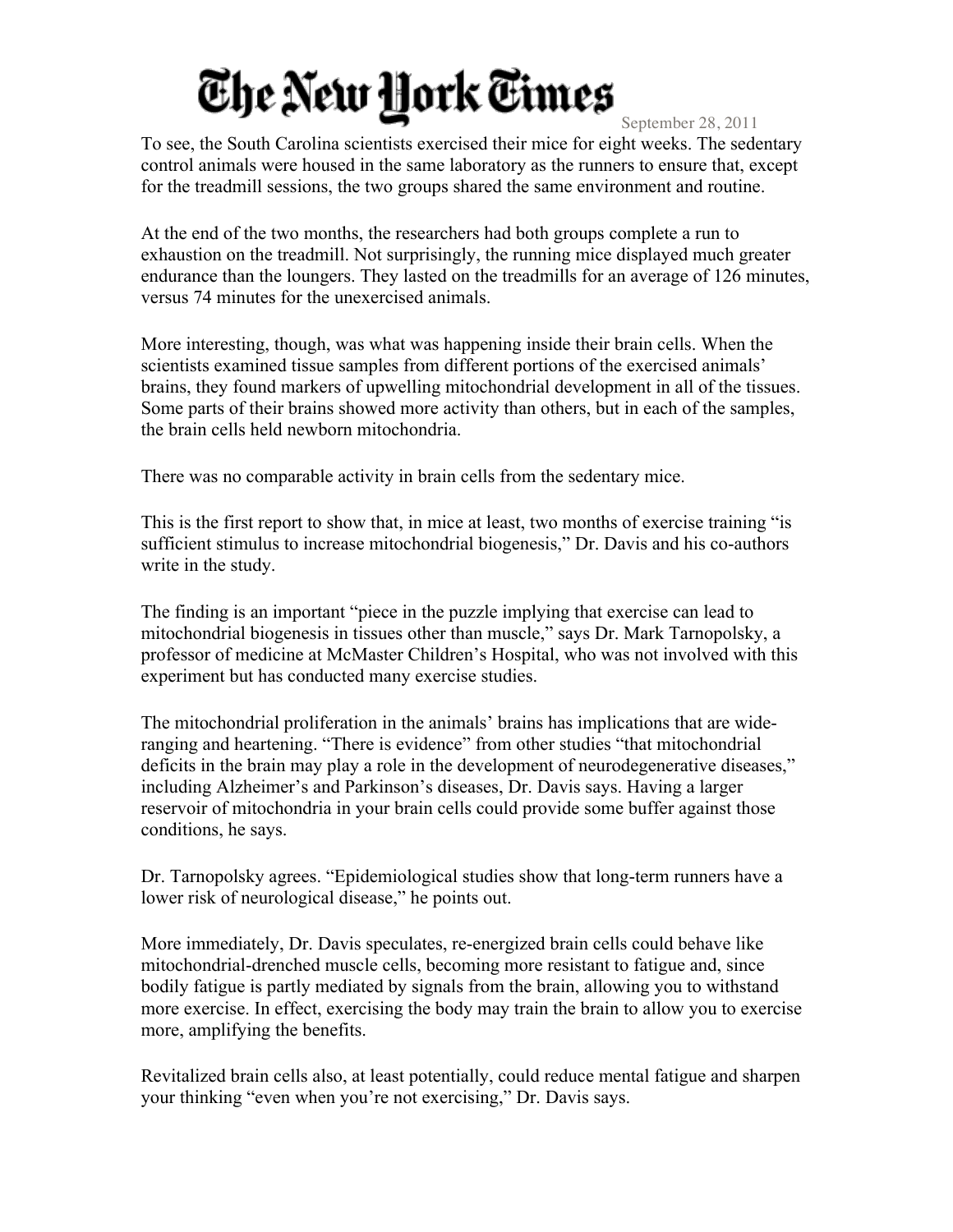To see, the South Carolina scientists exercised their mice for eight weeks. The sedentary control animals were housed in the same laboratory as the runners to ensure that, except for the treadmill sessions, the two groups shared the same environment and routine.

At the end of the two months, the researchers had both groups complete a run to exhaustion on the treadmill. Not surprisingly, the running mice displayed much greater endurance than the loungers. They lasted on the treadmills for an average of 126 minutes, versus 74 minutes for the unexercised animals.

More interesting, though, was what was happening inside their brain cells. When the scientists examined tissue samples from different portions of the exercised animals' brains, they found markers of upwelling mitochondrial development in all of the tissues. Some parts of their brains showed more activity than others, but in each of the samples, the brain cells held newborn mitochondria.

There was no comparable activity in brain cells from the sedentary mice.

This is the first report to show that, in mice at least, two months of exercise training "is sufficient stimulus to increase mitochondrial biogenesis," Dr. Davis and his co-authors write in the study.

The finding is an important "piece in the puzzle implying that exercise can lead to mitochondrial biogenesis in tissues other than muscle," says Dr. Mark Tarnopolsky, a professor of medicine at McMaster Children's Hospital, who was not involved with this experiment but has conducted many exercise studies.

The mitochondrial proliferation in the animals' brains has implications that are wide-ranging and heartening. "There is evidence" from other studies "that mitochondrial deficits in the brain may play a role in the development of neurodegenerative diseases," including Alzheimer's and Parkinson's diseases, Dr. Davis says. Having a larger reservoir of mitochondria in your brain cells could provide some buffer against those conditions, he says.

Dr. Tarnopolsky agrees. "Epidemiological studies show that long-term runners have a lower risk of neurological disease," he points out.

More immediately, Dr. Davis speculates, re-energized brain cells could behave like mitochondrial-drenched muscle cells, becoming more resistant to fatigue and, since bodily fatigue is partly mediated by signals from the brain, allowing you to withstand more exercise. In effect, exercising the body may train the brain to allow you to exercise more, amplifying the benefits.

Revitalized brain cells also, at least potentially, could reduce mental fatigue and sharpen your thinking "even when you're not exercising," Dr. Davis says.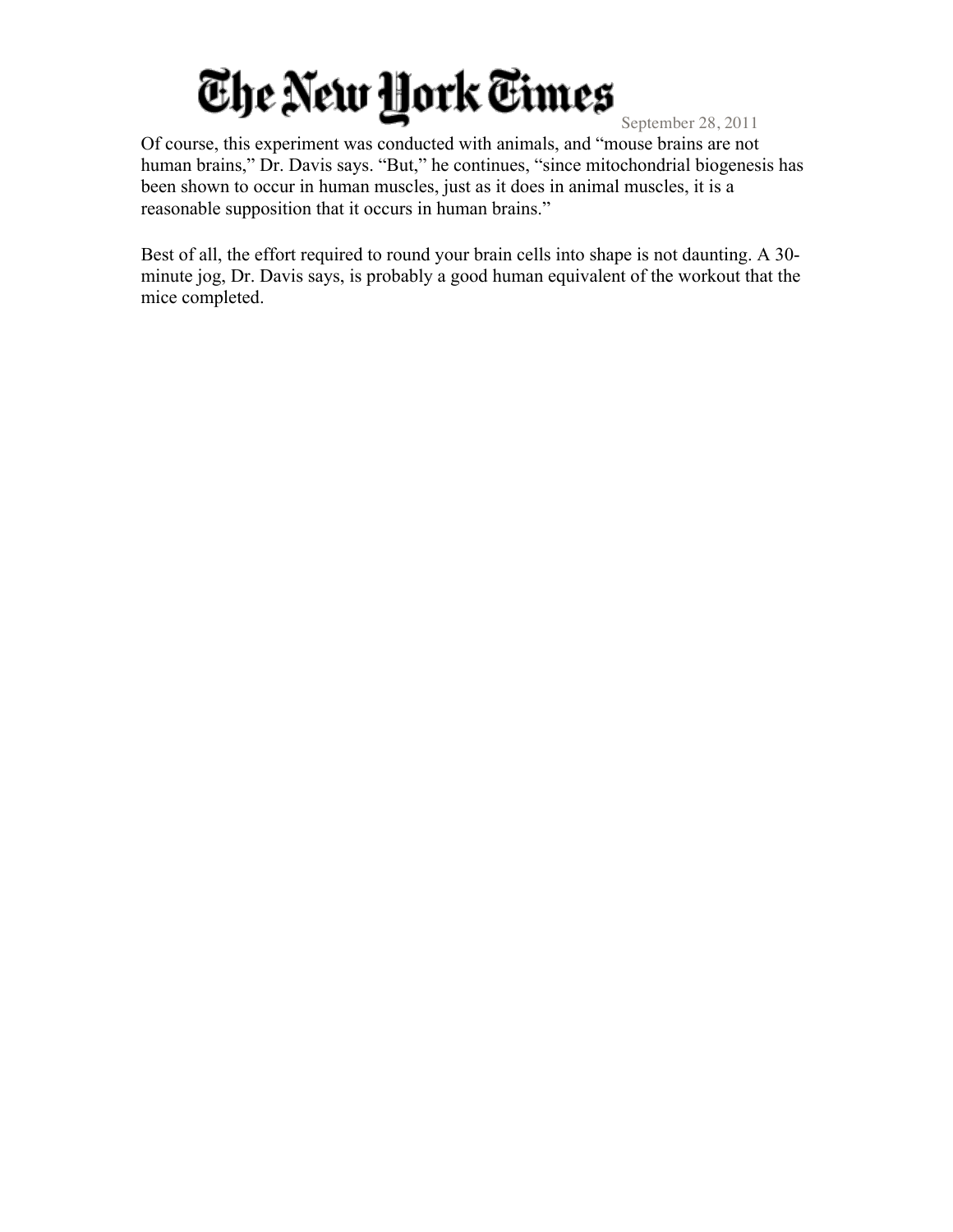Of course, this experiment was conducted with animals, and "mouse brains are not human brains," Dr. Davis says. "But," he continues, "since mitochondrial biogenesis has been shown to occur in human muscles, just as it does in animal muscles, it is a reasonable supposition that it occurs in human brains."

Best of all, the effort required to round your brain cells into shape is not daunting. A 30-minute jog, Dr. Davis says, is probably a good human equivalent of the workout that the mice completed.